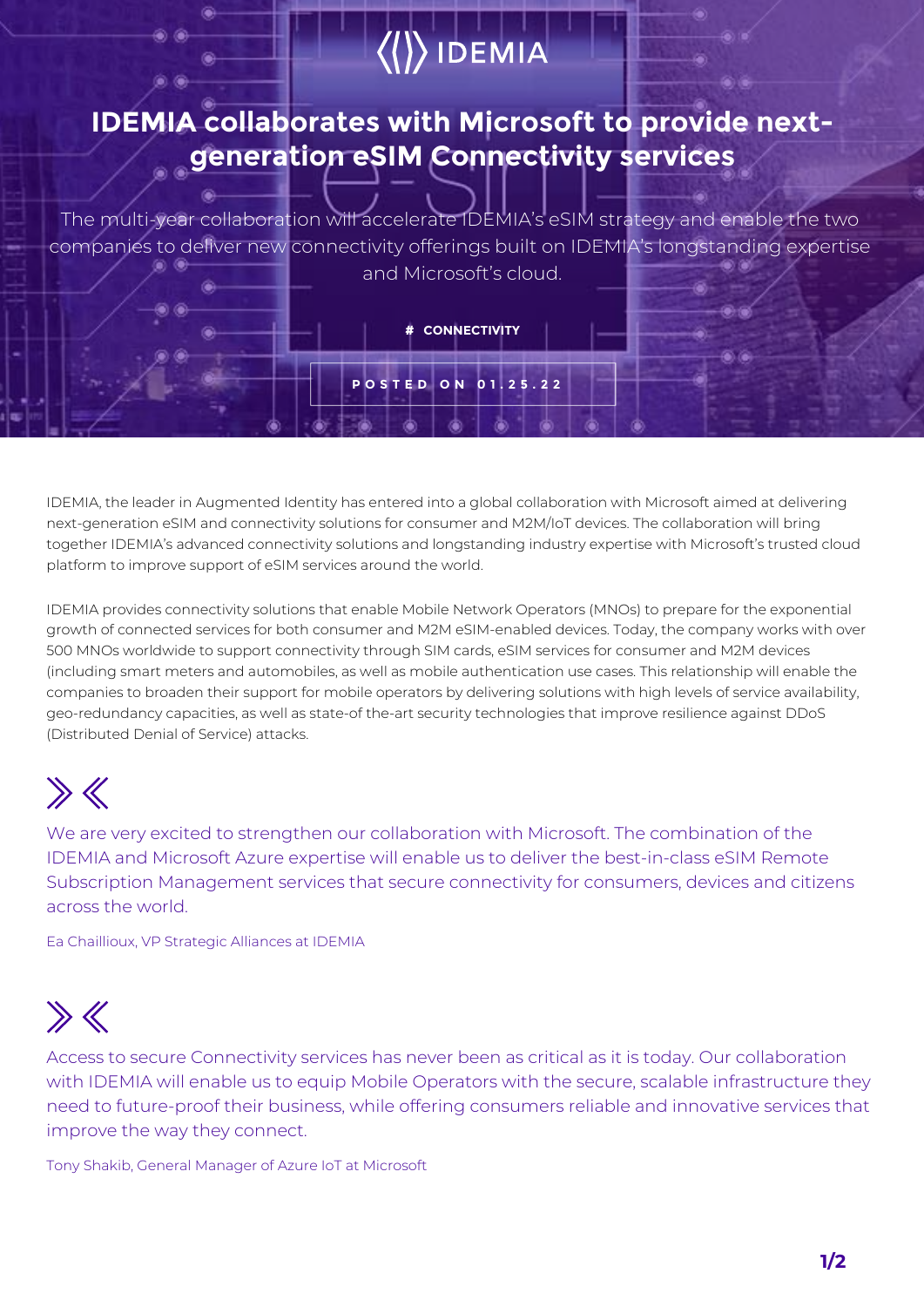IDEMIA

# IDEMIA collaborates with Microsoft to provide next-generation eSIM Connectivity services

The multi-year collaboration will accelerate IDEMIA's eSIM strategy and enable the two companies to deliver new connectivity offerings built on IDEMIA's longstanding expertise and Microsoft's cloud.

# CONNECTIVITY

POSTED ON 01.25.22

IDEMIA, the leader in Augmented Identity has entered into a global collaboration with Microsoft aimed at delivering next-generation eSIM and connectivity solutions for consumer and M2M/IoT devices. The collaboration will bring together IDEMIA's advanced connectivity solutions and longstanding industry expertise with Microsoft's trusted cloud platform to improve support of eSIM services around the world.

IDEMIA provides connectivity solutions that enable Mobile Network Operators (MNOs) to prepare for the exponential growth of connected services for both consumer and M2M eSIM-enabled devices. Today, the company works with over 500 MNOs worldwide to support connectivity through SIM cards, eSIM services for consumer and M2M devices (including smart meters and automobiles, as well as mobile authentication use cases. This relationship will enable the companies to broaden their support for mobile operators by delivering solutions with high levels of service availability, geo-redundancy capacities, as well as state-of the-art security technologies that improve resilience against DDoS (Distributed Denial of Service) attacks.

> We are very excited to strengthen our collaboration with Microsoft. The combination of the IDEMIA and Microsoft Azure expertise will enable us to deliver the best-in-class eSIM Remote Subscription Management services that secure connectivity for consumers, devices and citizens across the world.
>
> Ea Chaillioux, VP Strategic Alliances at IDEMIA

> Access to secure Connectivity services has never been as critical as it is today. Our collaboration with IDEMIA will enable us to equip Mobile Operators with the secure, scalable infrastructure they need to future-proof their business, while offering consumers reliable and innovative services that improve the way they connect.
>
> Tony Shakib, General Manager of Azure IoT at Microsoft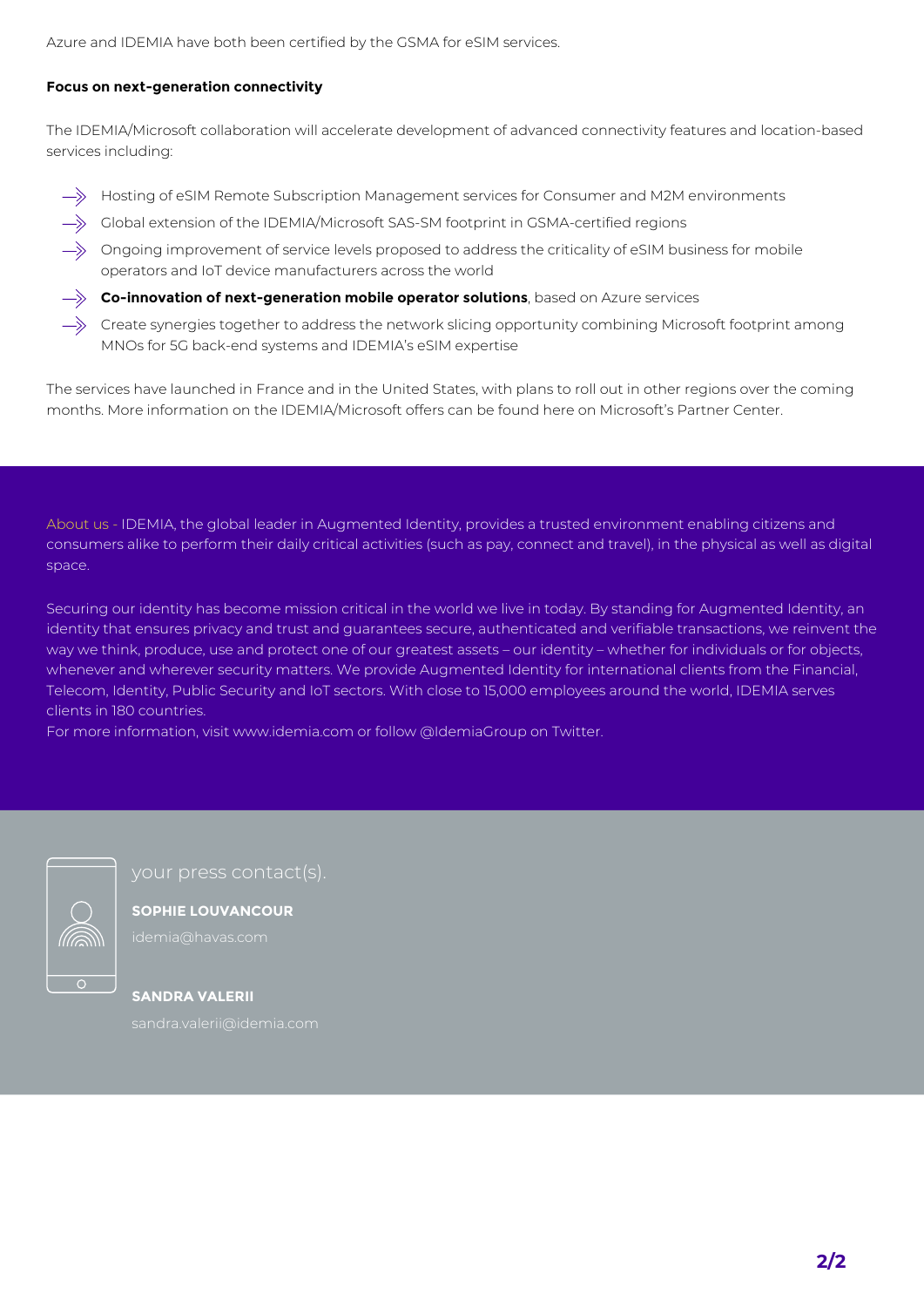Azure and IDEMIA have both been certified by the GSMA for eSIM services.

**Focus on next-generation connectivity**

The IDEMIA/Microsoft collaboration will accelerate development of advanced connectivity features and location-based services including:

- Hosting of eSIM Remote Subscription Management services for Consumer and M2M environments
- Global extension of the IDEMIA/Microsoft SAS-SM footprint in GSMA-certified regions
- Ongoing improvement of service levels proposed to address the criticality of eSIM business for mobile operators and IoT device manufacturers across the world
- **Co-innovation of next-generation mobile operator solutions**, based on Azure services
- Create synergies together to address the network slicing opportunity combining Microsoft footprint among MNOs for 5G back-end systems and IDEMIA's eSIM expertise

The services have launched in France and in the United States, with plans to roll out in other regions over the coming months. More information on the IDEMIA/Microsoft offers can be found here on Microsoft's Partner Center.

About us - IDEMIA, the global leader in Augmented Identity, provides a trusted environment enabling citizens and consumers alike to perform their daily critical activities (such as pay, connect and travel), in the physical as well as digital space.

Securing our identity has become mission critical in the world we live in today. By standing for Augmented Identity, an identity that ensures privacy and trust and guarantees secure, authenticated and verifiable transactions, we reinvent the way we think, produce, use and protect one of our greatest assets – our identity – whether for individuals or for objects, whenever and wherever security matters. We provide Augmented Identity for international clients from the Financial, Telecom, Identity, Public Security and IoT sectors. With close to 15,000 employees around the world, IDEMIA serves clients in 180 countries.
For more information, visit www.idemia.com or follow @IdemiaGroup on Twitter.

your press contact(s).

**SOPHIE LOUVANCOUR**
idemia@havas.com

**SANDRA VALERII**
sandra.valerii@idemia.com